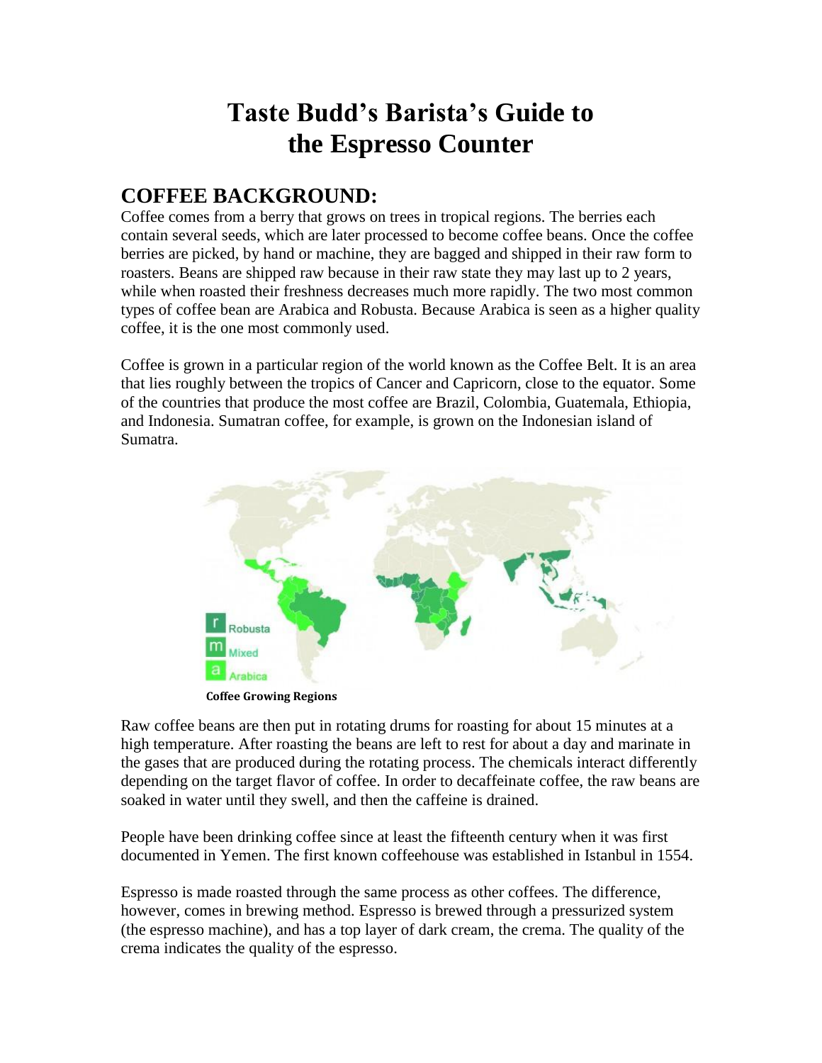# Taste Budd's Barista's Guide to the Espresso Counter

## COFFEE BACKGROUND:

Coffee comes from a berry that grows on trees in tropical regions. The berries each contain several seeds, which are later processed to become coffee beans. Once the coffee berries are picked, by hand or machine, they are bagged and shipped in their raw form to roasters. Beans are shipped raw because in their raw state they may last up to 2 years, while when roasted their freshness decreases much more rapidly. The two most common types of coffee bean are Arabica and Robusta. Because Arabica is seen as a higher quality coffee, it is the one most commonly used.

Coffee is grown in a particular region of the world known as the Coffee Belt. It is an area that lies roughly between the tropics of Cancer and Capricorn, close to the equator. Some of the countries that produce the most coffee are Brazil, Colombia, Guatemala, Ethiopia, and Indonesia. Sumatran coffee, for example, is grown on the Indonesian island of Sumatra.

r Robusta
m Mixed
a Arabica

**Coffee Growing Regions**

Raw coffee beans are then put in rotating drums for roasting for about 15 minutes at a high temperature. After roasting the beans are left to rest for about a day and marinate in the gases that are produced during the rotating process. The chemicals interact differently depending on the target flavor of coffee. In order to decaffeinate coffee, the raw beans are soaked in water until they swell, and then the caffeine is drained.

People have been drinking coffee since at least the fifteenth century when it was first documented in Yemen. The first known coffeehouse was established in Istanbul in 1554.

Espresso is made roasted through the same process as other coffees. The difference, however, comes in brewing method. Espresso is brewed through a pressurized system (the espresso machine), and has a top layer of dark cream, the crema. The quality of the crema indicates the quality of the espresso.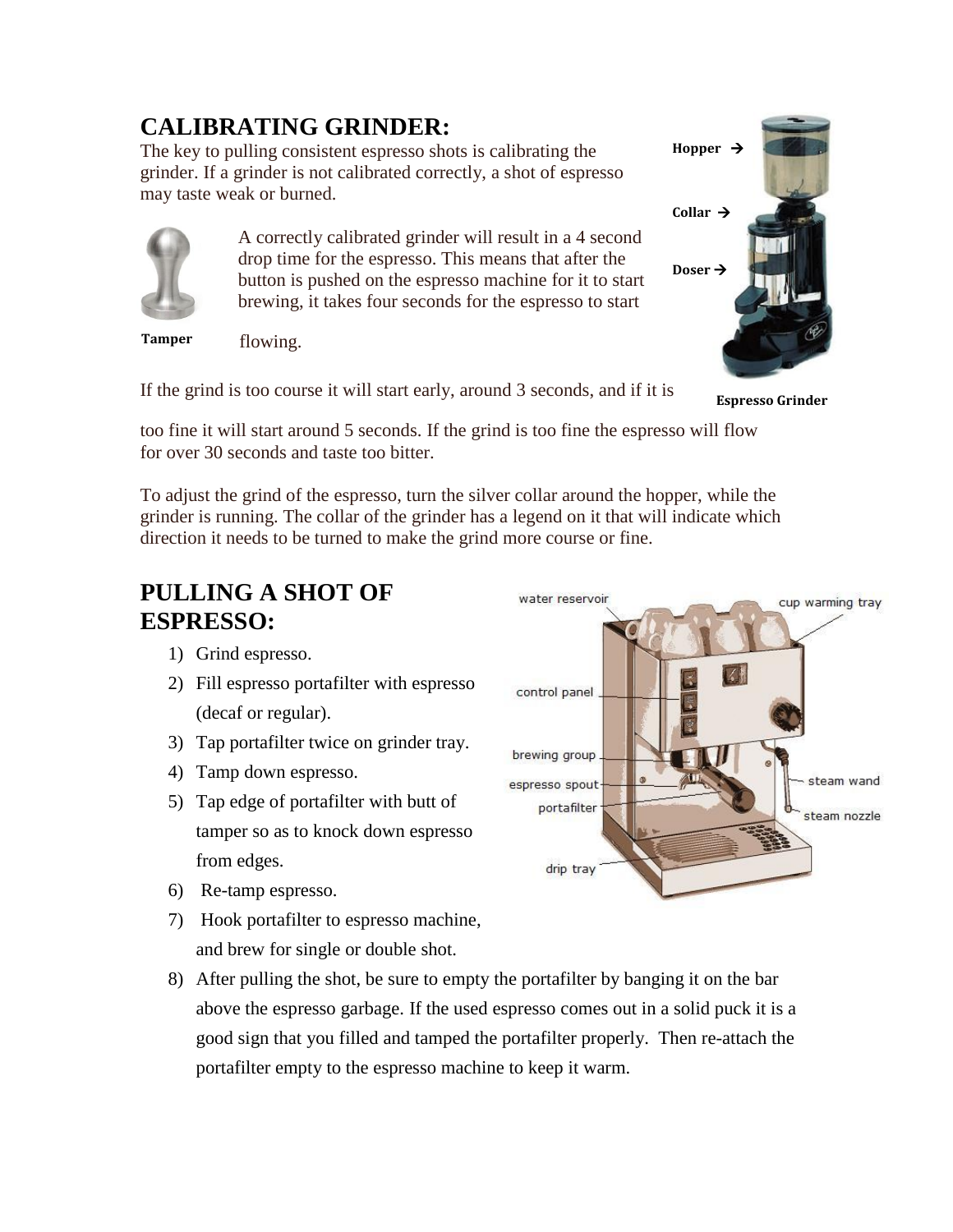## CALIBRATING GRINDER:

The key to pulling consistent espresso shots is calibrating the grinder. If a grinder is not calibrated correctly, a shot of espresso may taste weak or burned.

Tamper

A correctly calibrated grinder will result in a 4 second drop time for the espresso. This means that after the button is pushed on the espresso machine for it to start brewing, it takes four seconds for the espresso to start flowing.

Hopper →

Collar →

Doser →

Espresso Grinder

If the grind is too course it will start early, around 3 seconds, and if it is too fine it will start around 5 seconds. If the grind is too fine the espresso will flow for over 30 seconds and taste too bitter.

To adjust the grind of the espresso, turn the silver collar around the hopper, while the grinder is running. The collar of the grinder has a legend on it that will indicate which direction it needs to be turned to make the grind more course or fine.

## PULLING A SHOT OF ESPRESSO:

water reservoir, cup warming tray, control panel, brewing group, espresso spout, portafilter, steam wand, steam nozzle, drip tray

1) Grind espresso.
2) Fill espresso portafilter with espresso (decaf or regular).
3) Tap portafilter twice on grinder tray.
4) Tamp down espresso.
5) Tap edge of portafilter with butt of tamper so as to knock down espresso from edges.
6) Re-tamp espresso.
7) Hook portafilter to espresso machine, and brew for single or double shot.
8) After pulling the shot, be sure to empty the portafilter by banging it on the bar above the espresso garbage. If the used espresso comes out in a solid puck it is a good sign that you filled and tamped the portafilter properly. Then re-attach the portafilter empty to the espresso machine to keep it warm.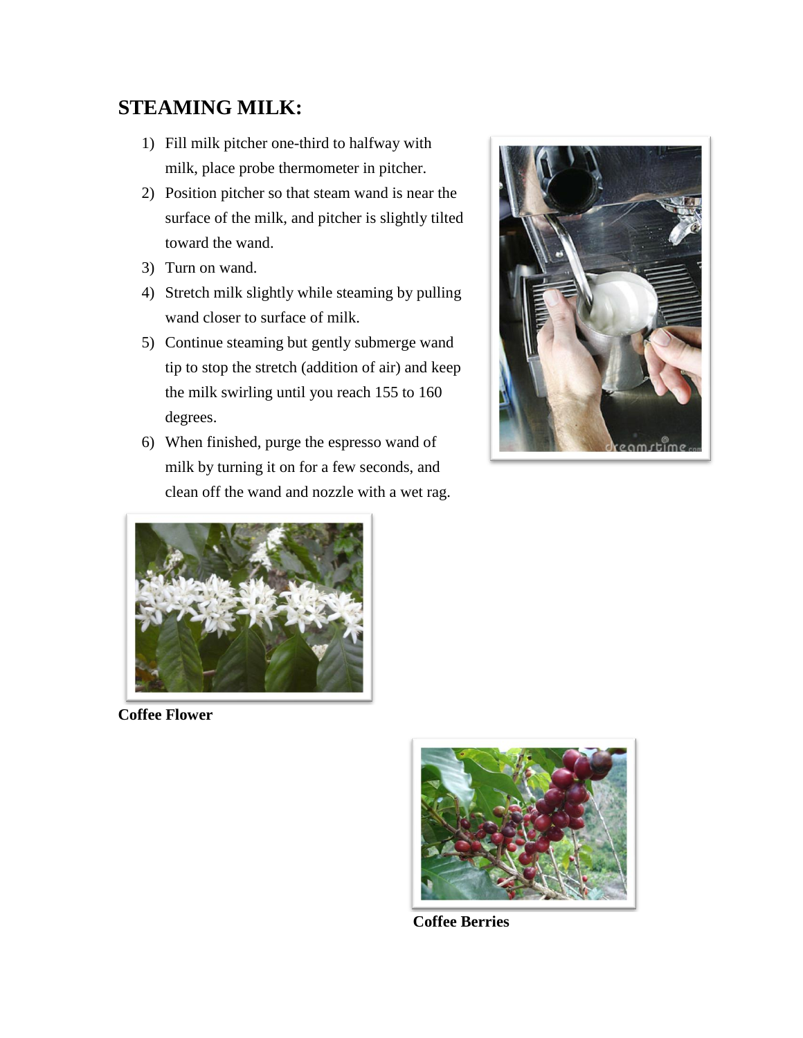## STEAMING MILK:

1) Fill milk pitcher one-third to halfway with milk, place probe thermometer in pitcher.
2) Position pitcher so that steam wand is near the surface of the milk, and pitcher is slightly tilted toward the wand.
3) Turn on wand.
4) Stretch milk slightly while steaming by pulling wand closer to surface of milk.
5) Continue steaming but gently submerge wand tip to stop the stretch (addition of air) and keep the milk swirling until you reach 155 to 160 degrees.
6) When finished, purge the espresso wand of milk by turning it on for a few seconds, and clean off the wand and nozzle with a wet rag.

**Coffee Flower**

**Coffee Berries**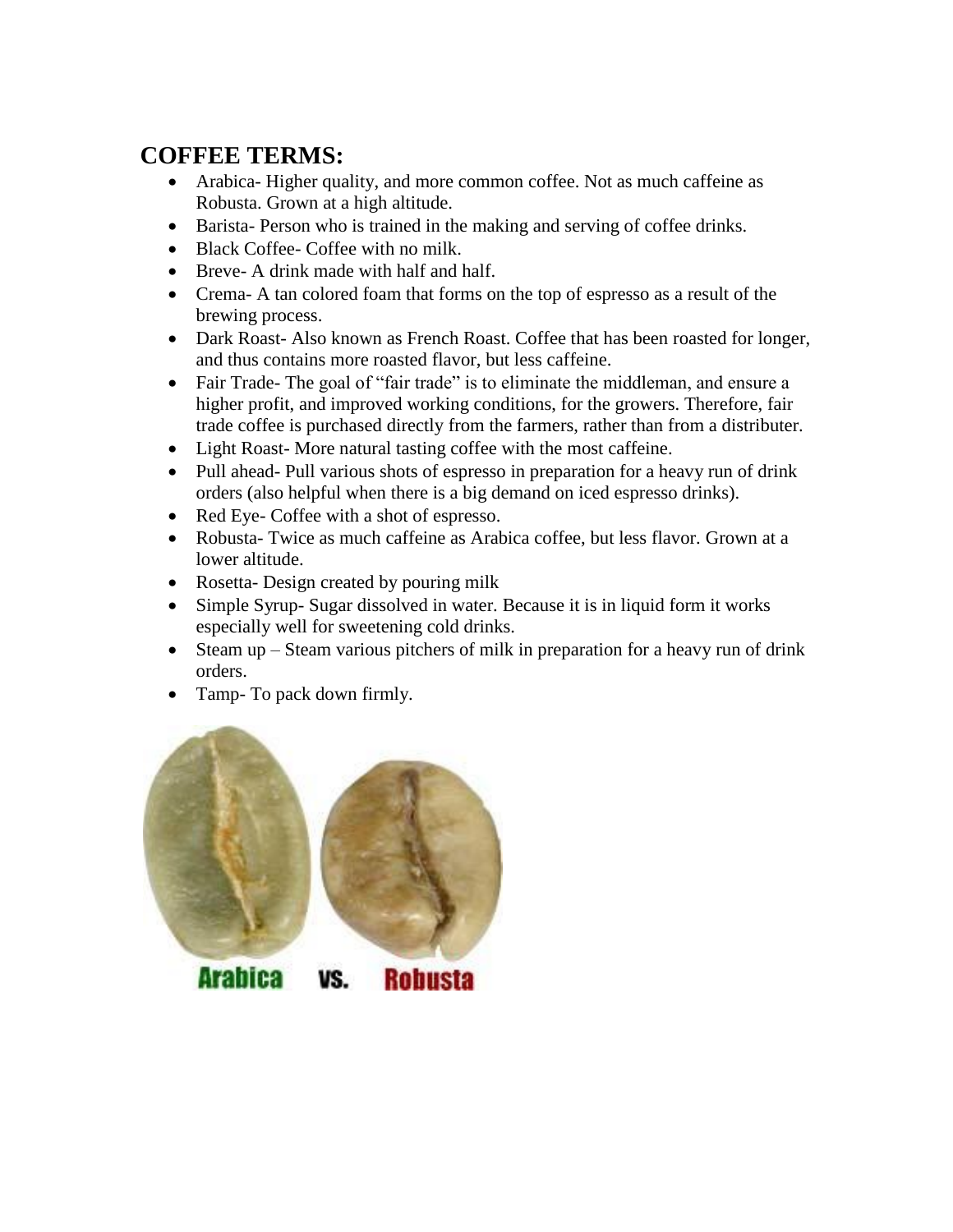## COFFEE TERMS:

- Arabica- Higher quality, and more common coffee. Not as much caffeine as Robusta. Grown at a high altitude.
- Barista- Person who is trained in the making and serving of coffee drinks.
- Black Coffee- Coffee with no milk.
- Breve- A drink made with half and half.
- Crema- A tan colored foam that forms on the top of espresso as a result of the brewing process.
- Dark Roast- Also known as French Roast. Coffee that has been roasted for longer, and thus contains more roasted flavor, but less caffeine.
- Fair Trade- The goal of "fair trade" is to eliminate the middleman, and ensure a higher profit, and improved working conditions, for the growers. Therefore, fair trade coffee is purchased directly from the farmers, rather than from a distributer.
- Light Roast- More natural tasting coffee with the most caffeine.
- Pull ahead- Pull various shots of espresso in preparation for a heavy run of drink orders (also helpful when there is a big demand on iced espresso drinks).
- Red Eye- Coffee with a shot of espresso.
- Robusta- Twice as much caffeine as Arabica coffee, but less flavor. Grown at a lower altitude.
- Rosetta- Design created by pouring milk
- Simple Syrup- Sugar dissolved in water. Because it is in liquid form it works especially well for sweetening cold drinks.
- Steam up – Steam various pitchers of milk in preparation for a heavy run of drink orders.
- Tamp- To pack down firmly.

Arabica vs. Robusta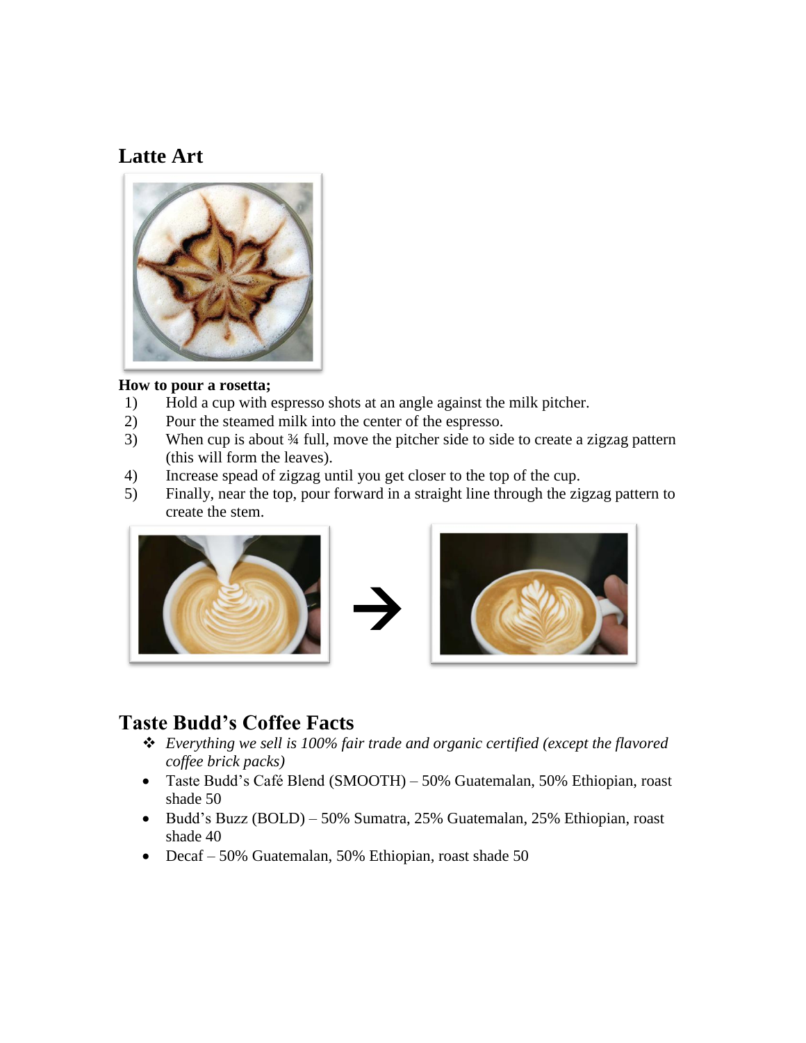## Latte Art

**How to pour a rosetta;**

1) Hold a cup with espresso shots at an angle against the milk pitcher.
2) Pour the steamed milk into the center of the espresso.
3) When cup is about ¾ full, move the pitcher side to side to create a zigzag pattern (this will form the leaves).
4) Increase spead of zigzag until you get closer to the top of the cup.
5) Finally, near the top, pour forward in a straight line through the zigzag pattern to create the stem.

## Taste Budd's Coffee Facts

- *Everything we sell is 100% fair trade and organic certified (except the flavored coffee brick packs)*
- Taste Budd's Café Blend (SMOOTH) – 50% Guatemalan, 50% Ethiopian, roast shade 50
- Budd's Buzz (BOLD) – 50% Sumatra, 25% Guatemalan, 25% Ethiopian, roast shade 40
- Decaf – 50% Guatemalan, 50% Ethiopian, roast shade 50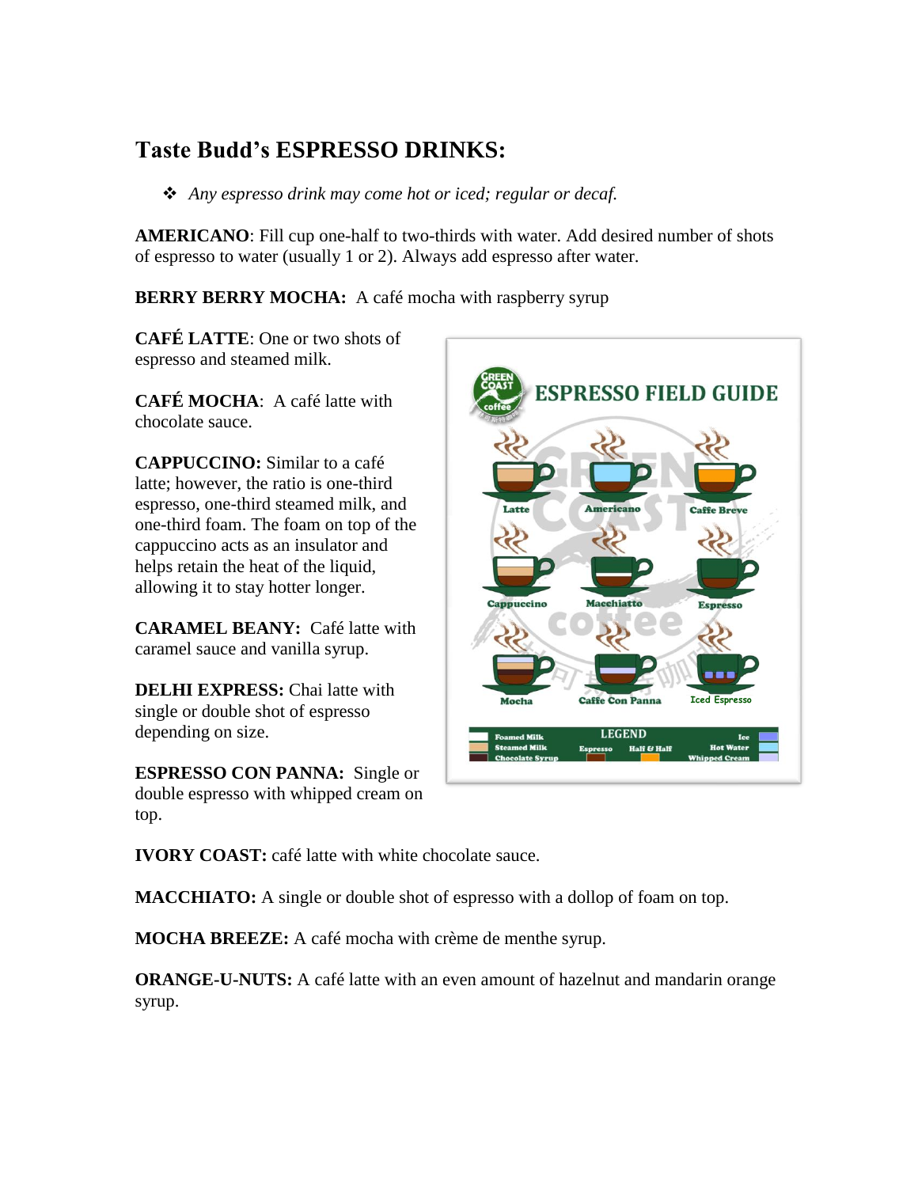## Taste Budd's ESPRESSO DRINKS:

- *Any espresso drink may come hot or iced; regular or decaf.*

**AMERICANO**: Fill cup one-half to two-thirds with water. Add desired number of shots of espresso to water (usually 1 or 2). Always add espresso after water.

**BERRY BERRY MOCHA:** A café mocha with raspberry syrup

**CAFÉ LATTE**: One or two shots of espresso and steamed milk.

**CAFÉ MOCHA**: A café latte with chocolate sauce.

**CAPPUCCINO:** Similar to a café latte; however, the ratio is one-third espresso, one-third steamed milk, and one-third foam. The foam on top of the cappuccino acts as an insulator and helps retain the heat of the liquid, allowing it to stay hotter longer.

**CARAMEL BEANY:** Café latte with caramel sauce and vanilla syrup.

**DELHI EXPRESS:** Chai latte with single or double shot of espresso depending on size.

**ESPRESSO CON PANNA:** Single or double espresso with whipped cream on top.

**IVORY COAST:** café latte with white chocolate sauce.

**MACCHIATO:** A single or double shot of espresso with a dollop of foam on top.

**MOCHA BREEZE:** A café mocha with crème de menthe syrup.

**ORANGE-U-NUTS:** A café latte with an even amount of hazelnut and mandarin orange syrup.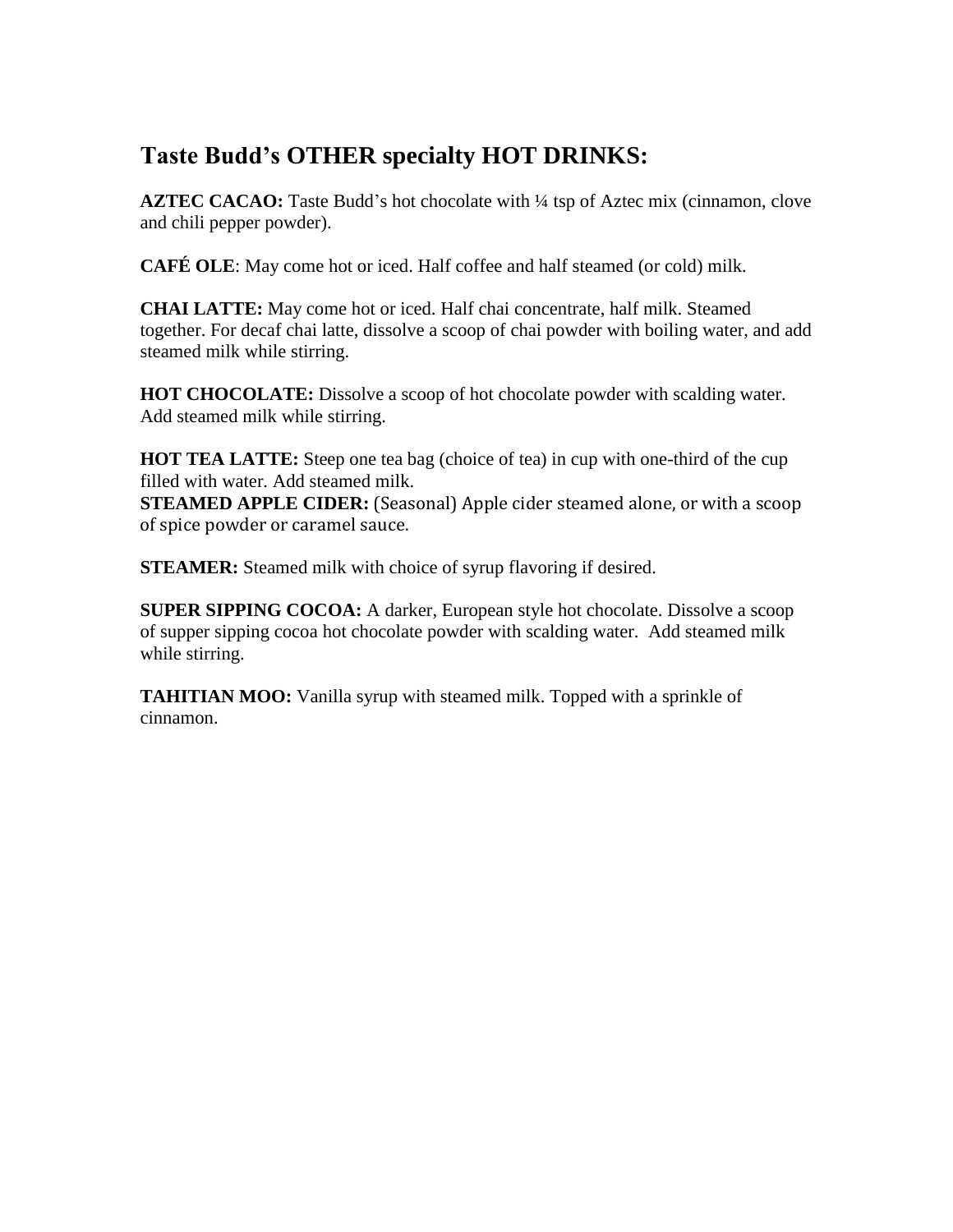## Taste Budd's OTHER specialty HOT DRINKS:

**AZTEC CACAO:** Taste Budd's hot chocolate with ¼ tsp of Aztec mix (cinnamon, clove and chili pepper powder).

**CAFÉ OLE**: May come hot or iced. Half coffee and half steamed (or cold) milk.

**CHAI LATTE:** May come hot or iced. Half chai concentrate, half milk. Steamed together. For decaf chai latte, dissolve a scoop of chai powder with boiling water, and add steamed milk while stirring.

**HOT CHOCOLATE:** Dissolve a scoop of hot chocolate powder with scalding water. Add steamed milk while stirring.

**HOT TEA LATTE:** Steep one tea bag (choice of tea) in cup with one-third of the cup filled with water. Add steamed milk.
**STEAMED APPLE CIDER:** (Seasonal) Apple cider steamed alone, or with a scoop of spice powder or caramel sauce.

**STEAMER:** Steamed milk with choice of syrup flavoring if desired.

**SUPER SIPPING COCOA:** A darker, European style hot chocolate. Dissolve a scoop of supper sipping cocoa hot chocolate powder with scalding water. Add steamed milk while stirring.

**TAHITIAN MOO:** Vanilla syrup with steamed milk. Topped with a sprinkle of cinnamon.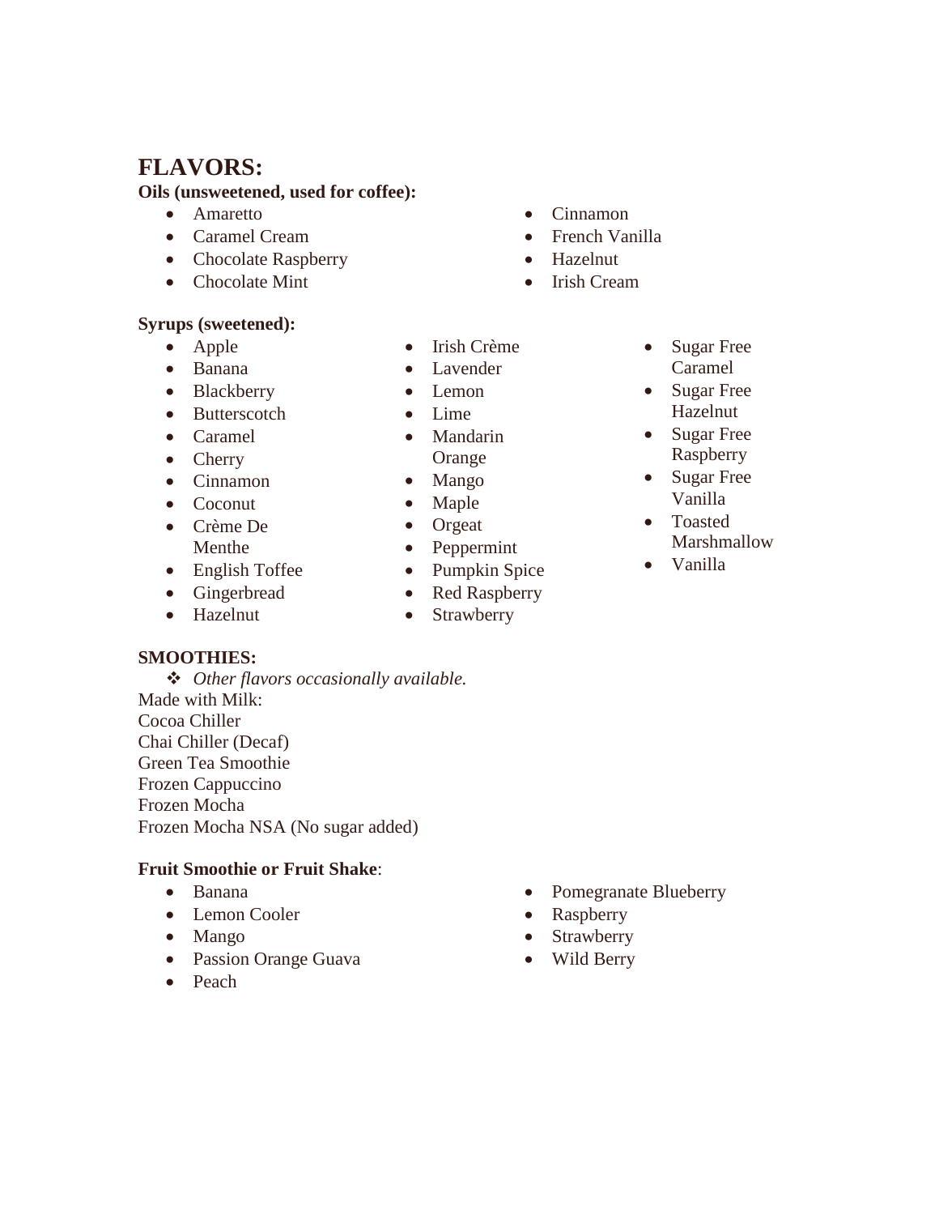## FLAVORS:

**Oils (unsweetened, used for coffee):**

- Amaretto
- Caramel Cream
- Chocolate Raspberry
- Chocolate Mint
- Cinnamon
- French Vanilla
- Hazelnut
- Irish Cream

**Syrups (sweetened):**

- Apple
- Banana
- Blackberry
- Butterscotch
- Caramel
- Cherry
- Cinnamon
- Coconut
- Crème De Menthe
- English Toffee
- Gingerbread
- Hazelnut
- Irish Crème
- Lavender
- Lemon
- Lime
- Mandarin Orange
- Mango
- Maple
- Orgeat
- Peppermint
- Pumpkin Spice
- Red Raspberry
- Strawberry
- Sugar Free Caramel
- Sugar Free Hazelnut
- Sugar Free Raspberry
- Sugar Free Vanilla
- Toasted Marshmallow
- Vanilla

**SMOOTHIES:**

- *Other flavors occasionally available.*

Made with Milk:
Cocoa Chiller
Chai Chiller (Decaf)
Green Tea Smoothie
Frozen Cappuccino
Frozen Mocha
Frozen Mocha NSA (No sugar added)

**Fruit Smoothie or Fruit Shake**:

- Banana
- Lemon Cooler
- Mango
- Passion Orange Guava
- Peach
- Pomegranate Blueberry
- Raspberry
- Strawberry
- Wild Berry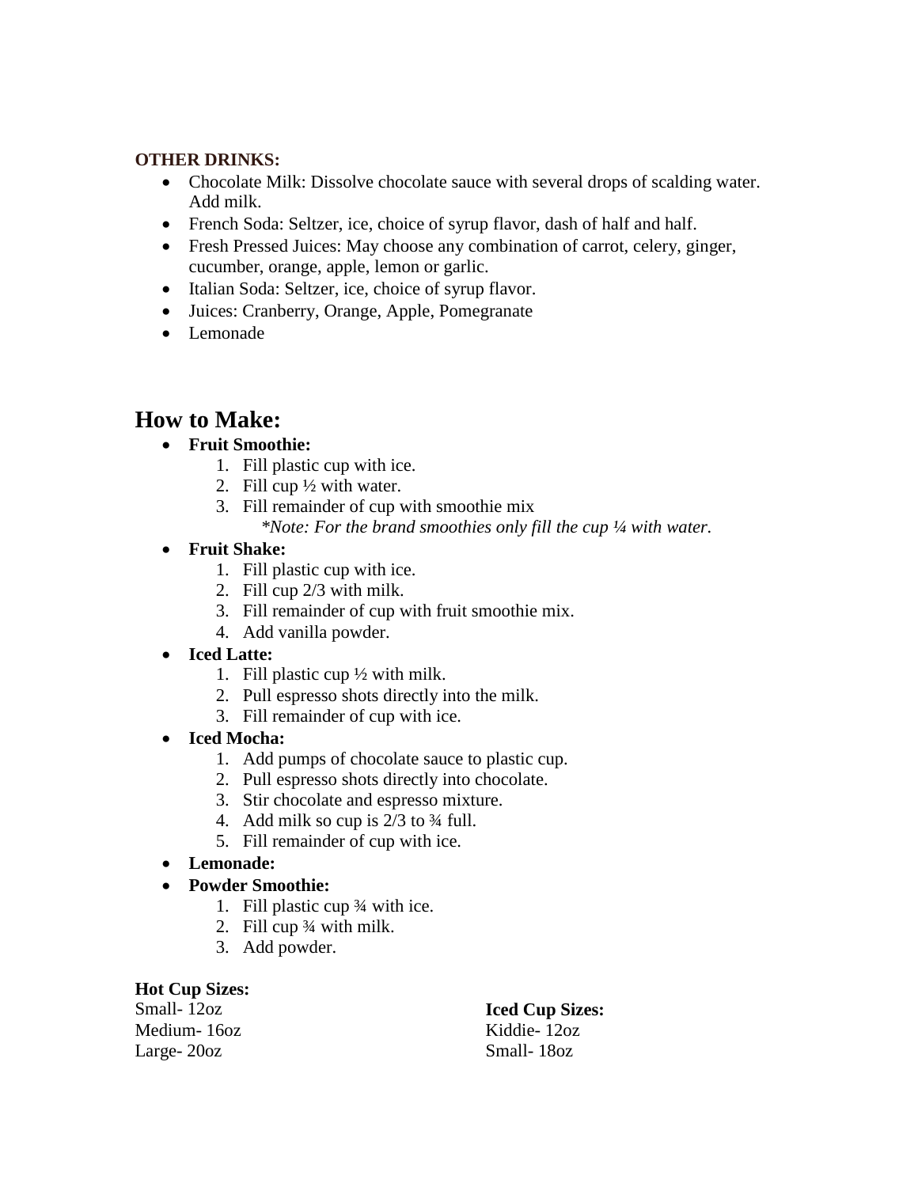**OTHER DRINKS:**

- Chocolate Milk: Dissolve chocolate sauce with several drops of scalding water. Add milk.
- French Soda: Seltzer, ice, choice of syrup flavor, dash of half and half.
- Fresh Pressed Juices: May choose any combination of carrot, celery, ginger, cucumber, orange, apple, lemon or garlic.
- Italian Soda: Seltzer, ice, choice of syrup flavor.
- Juices: Cranberry, Orange, Apple, Pomegranate
- Lemonade

## How to Make:

- **Fruit Smoothie:**
    1. Fill plastic cup with ice.
    2. Fill cup ½ with water.
    3. Fill remainder of cup with smoothie mix
       *\*Note: For the brand smoothies only fill the cup ¼ with water.*
- **Fruit Shake:**
    1. Fill plastic cup with ice.
    2. Fill cup 2/3 with milk.
    3. Fill remainder of cup with fruit smoothie mix.
    4. Add vanilla powder.
- **Iced Latte:**
    1. Fill plastic cup ½ with milk.
    2. Pull espresso shots directly into the milk.
    3. Fill remainder of cup with ice.
- **Iced Mocha:**
    1. Add pumps of chocolate sauce to plastic cup.
    2. Pull espresso shots directly into chocolate.
    3. Stir chocolate and espresso mixture.
    4. Add milk so cup is 2/3 to ¾ full.
    5. Fill remainder of cup with ice.
- **Lemonade:**
- **Powder Smoothie:**
    1. Fill plastic cup ¾ with ice.
    2. Fill cup ¾ with milk.
    3. Add powder.

**Hot Cup Sizes:**
Small- 12oz
Medium- 16oz
Large- 20oz

**Iced Cup Sizes:**
Kiddie- 12oz
Small- 18oz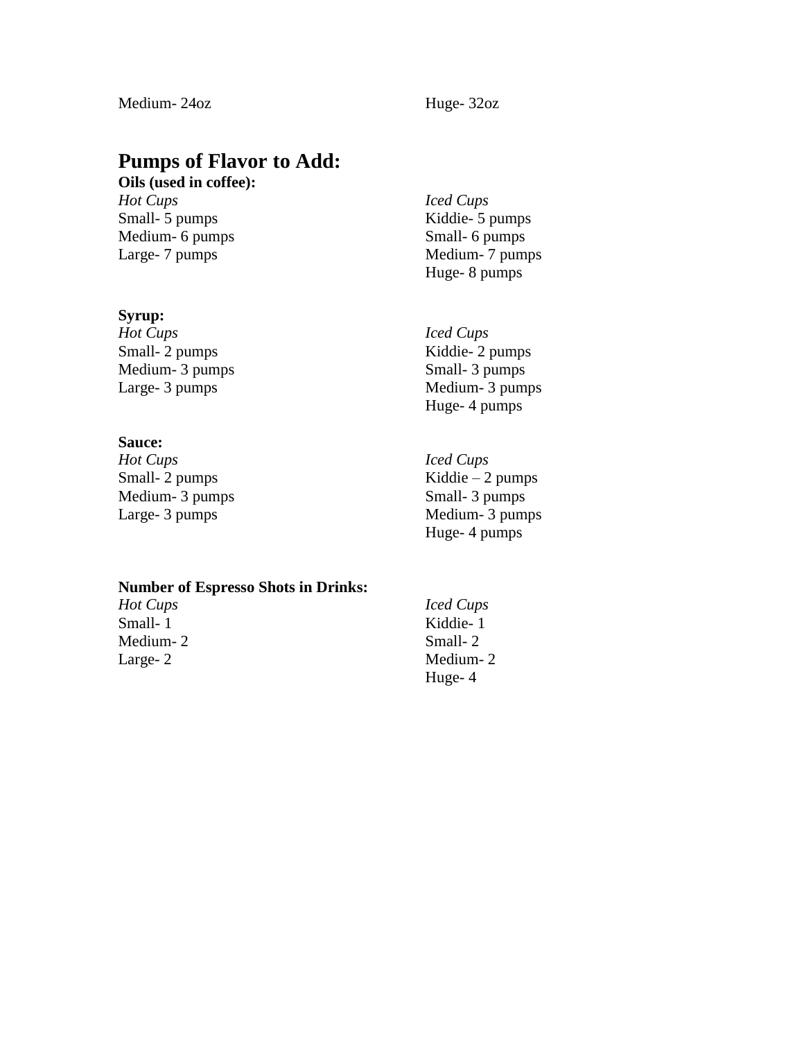Medium- 24oz

Huge- 32oz

## Pumps of Flavor to Add:

**Oils (used in coffee):**

*Hot Cups*
Small- 5 pumps
Medium- 6 pumps
Large- 7 pumps

*Iced Cups*
Kiddie- 5 pumps
Small- 6 pumps
Medium- 7 pumps
Huge- 8 pumps

**Syrup:**

*Hot Cups*
Small- 2 pumps
Medium- 3 pumps
Large- 3 pumps

*Iced Cups*
Kiddie- 2 pumps
Small- 3 pumps
Medium- 3 pumps
Huge- 4 pumps

**Sauce:**

*Hot Cups*
Small- 2 pumps
Medium- 3 pumps
Large- 3 pumps

*Iced Cups*
Kiddie – 2 pumps
Small- 3 pumps
Medium- 3 pumps
Huge- 4 pumps

**Number of Espresso Shots in Drinks:**

*Hot Cups*
Small- 1
Medium- 2
Large- 2

*Iced Cups*
Kiddie- 1
Small- 2
Medium- 2
Huge- 4